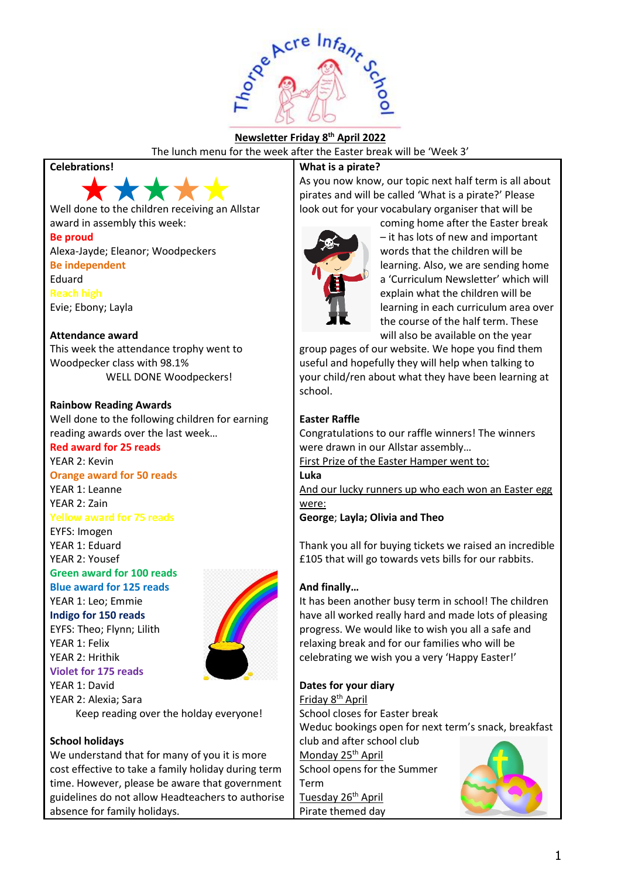Thorpe Acre Infant School

**Newsletter Friday 8th April 2022**

The lunch menu for the week after the Easter break will be 'Week 3'

## Celebrations!

Well done to the children receiving an Allstar award in assembly this week:

**Be proud**
Alexa-Jayde; Eleanor; Woodpeckers

**Be independent**
Eduard

**Reach high**
Evie; Ebony; Layla

### Attendance award

This week the attendance trophy went to Woodpecker class with 98.1%

WELL DONE Woodpeckers!

### Rainbow Reading Awards

Well done to the following children for earning reading awards over the last week…

**Red award for 25 reads**
YEAR 2: Kevin

**Orange award for 50 reads**
YEAR 1: Leanne
YEAR 2: Zain

**Yellow award for 75 reads**
EYFS: Imogen
YEAR 1: Eduard
YEAR 2: Yousef

**Green award for 100 reads**

**Blue award for 125 reads**
YEAR 1: Leo; Emmie

**Indigo for 150 reads**
EYFS: Theo; Flynn; Lilith
YEAR 1: Felix
YEAR 2: Hrithik

**Violet for 175 reads**
YEAR 1: David
YEAR 2: Alexia; Sara

Keep reading over the holday everyone!

### School holidays

We understand that for many of you it is more cost effective to take a family holiday during term time. However, please be aware that government guidelines do not allow Headteachers to authorise absence for family holidays.

### What is a pirate?

As you now know, our topic next half term is all about pirates and will be called 'What is a pirate?' Please look out for your vocabulary organiser that will be coming home after the Easter break – it has lots of new and important words that the children will be learning. Also, we are sending home a 'Curriculum Newsletter' which will explain what the children will be learning in each curriculum area over the course of the half term. These will also be available on the year group pages of our website. We hope you find them useful and hopefully they will help when talking to your child/ren about what they have been learning at school.

### Easter Raffle

Congratulations to our raffle winners! The winners were drawn in our Allstar assembly…

First Prize of the Easter Hamper went to:
**Luka**

And our lucky runners up who each won an Easter egg were:
**George; Layla; Olivia and Theo**

Thank you all for buying tickets we raised an incredible £105 that will go towards vets bills for our rabbits.

### And finally…

It has been another busy term in school! The children have all worked really hard and made lots of pleasing progress. We would like to wish you all a safe and relaxing break and for our families who will be celebrating we wish you a very 'Happy Easter!'

### Dates for your diary

Friday 8th April
School closes for Easter break
Weduc bookings open for next term's snack, breakfast club and after school club

Monday 25th April
School opens for the Summer Term

Tuesday 26th April
Pirate themed day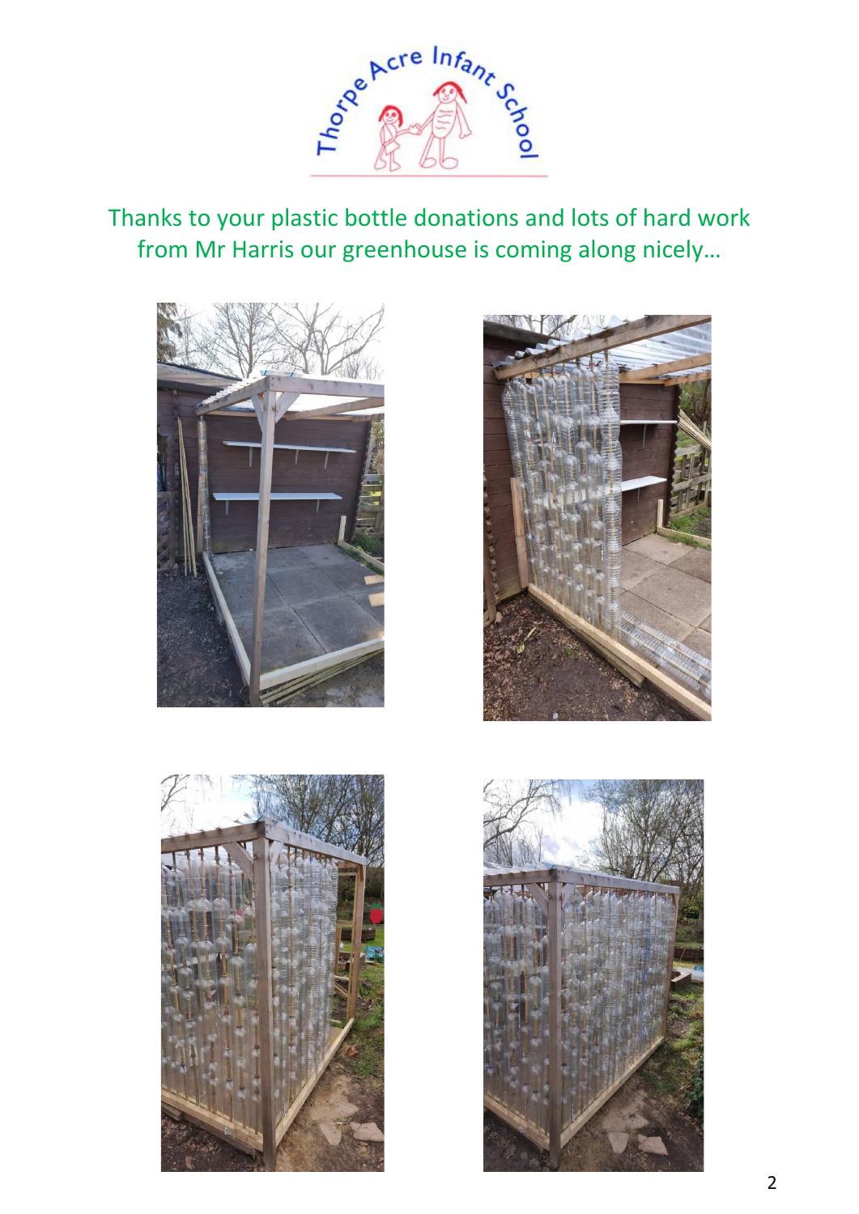Thorpe Acre Infant School

Thanks to your plastic bottle donations and lots of hard work from Mr Harris our greenhouse is coming along nicely…